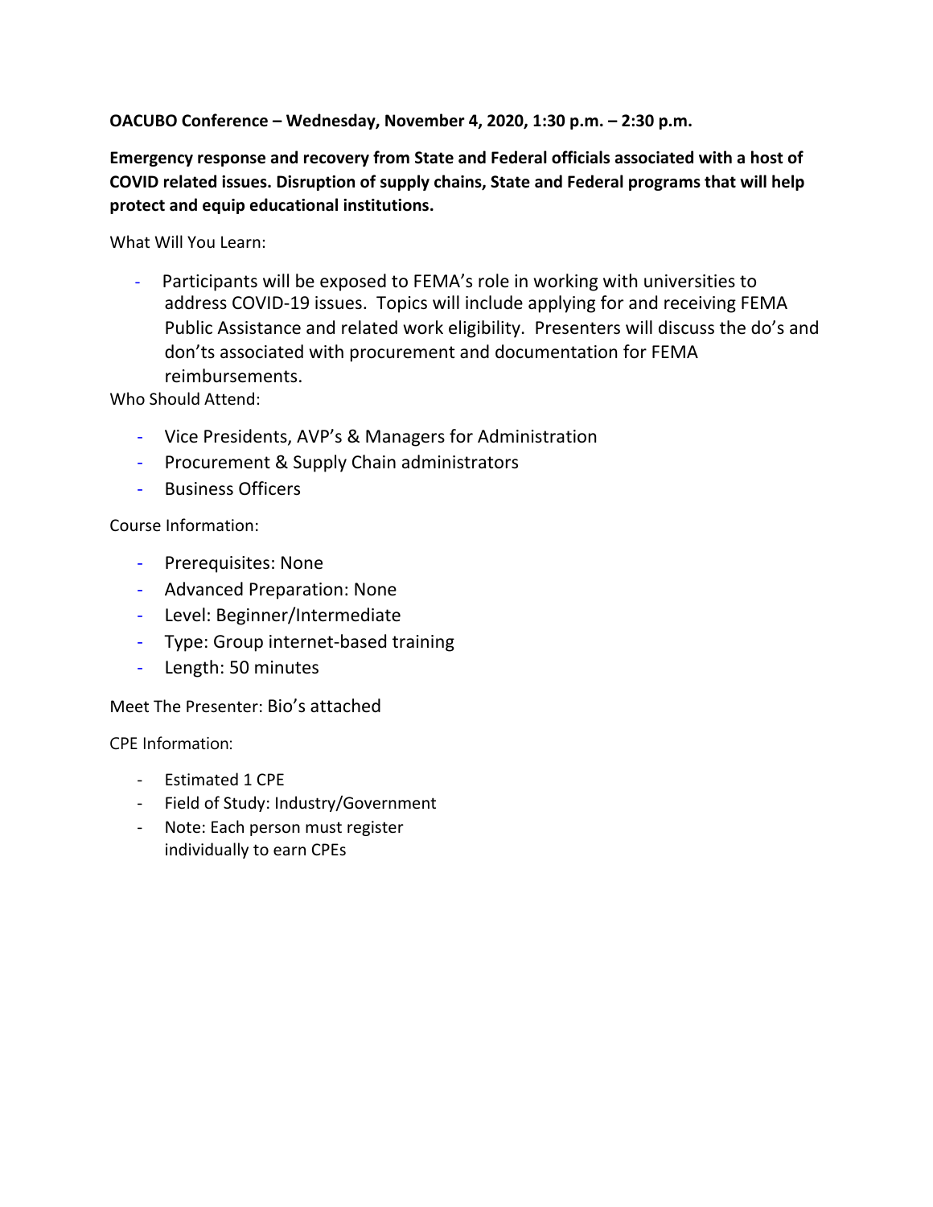**OACUBO Conference – Wednesday, November 4, 2020, 1:30 p.m. – 2:30 p.m.**

**Emergency response and recovery from State and Federal officials associated with a host of COVID related issues. Disruption of supply chains, State and Federal programs that will help protect and equip educational institutions.**

What Will You Learn:

- Participants will be exposed to FEMA's role in working with universities to address COVID-19 issues. Topics will include applying for and receiving FEMA Public Assistance and related work eligibility. Presenters will discuss the do's and don'ts associated with procurement and documentation for FEMA reimbursements.

Who Should Attend:

- Vice Presidents, AVP's & Managers for Administration
- Procurement & Supply Chain administrators
- Business Officers

Course Information:

- Prerequisites: None
- Advanced Preparation: None
- Level: Beginner/Intermediate
- Type: Group internet-based training
- Length: 50 minutes

Meet The Presenter: Bio's attached

CPE Information:

- Estimated 1 CPE
- Field of Study: Industry/Government
- Note: Each person must register individually to earn CPEs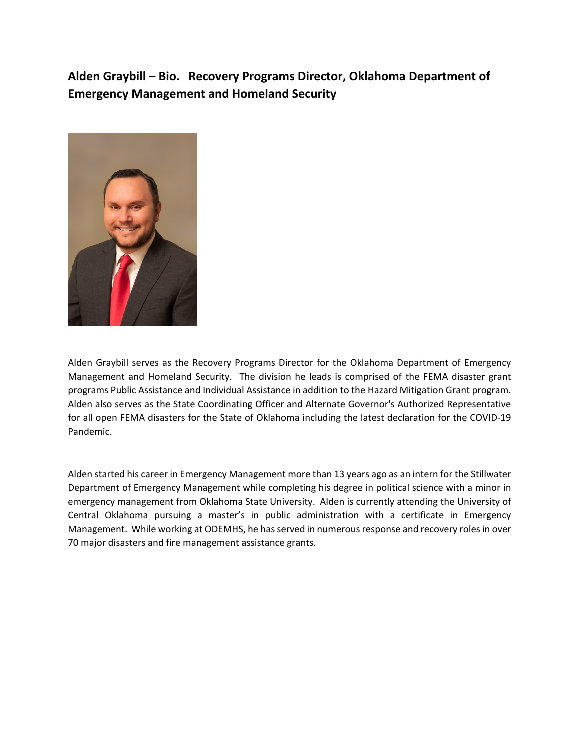**Alden Graybill – Bio. Recovery Programs Director, Oklahoma Department of Emergency Management and Homeland Security**

Alden Graybill serves as the Recovery Programs Director for the Oklahoma Department of Emergency Management and Homeland Security. The division he leads is comprised of the FEMA disaster grant programs Public Assistance and Individual Assistance in addition to the Hazard Mitigation Grant program. Alden also serves as the State Coordinating Officer and Alternate Governor's Authorized Representative for all open FEMA disasters for the State of Oklahoma including the latest declaration for the COVID-19 Pandemic.

Alden started his career in Emergency Management more than 13 years ago as an intern for the Stillwater Department of Emergency Management while completing his degree in political science with a minor in emergency management from Oklahoma State University. Alden is currently attending the University of Central Oklahoma pursuing a master's in public administration with a certificate in Emergency Management. While working at ODEMHS, he has served in numerous response and recovery roles in over 70 major disasters and fire management assistance grants.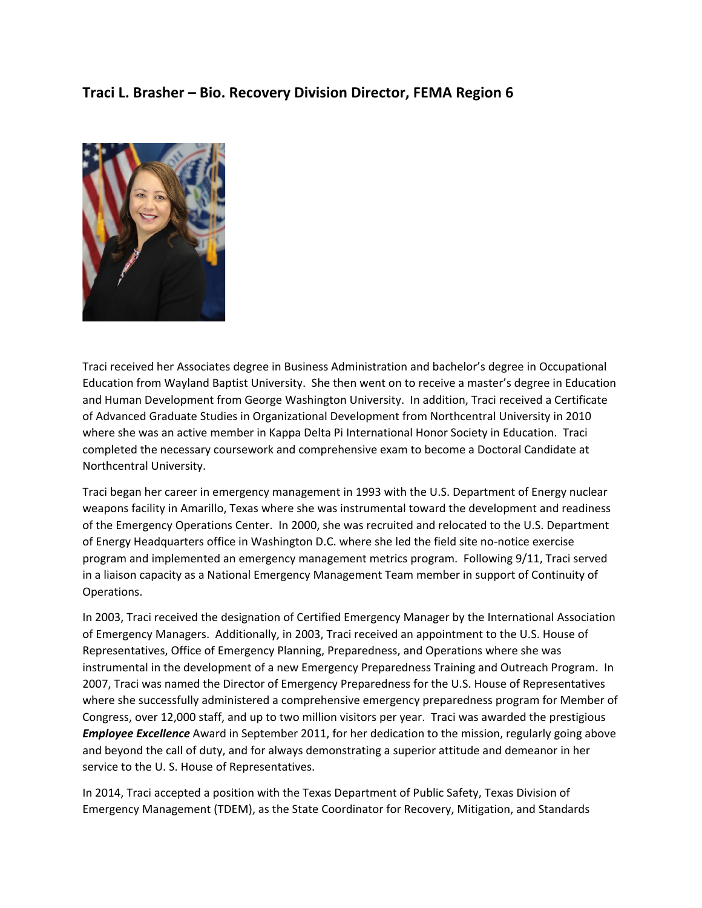### Traci L. Brasher – Bio. Recovery Division Director, FEMA Region 6

Traci received her Associates degree in Business Administration and bachelor's degree in Occupational Education from Wayland Baptist University. She then went on to receive a master's degree in Education and Human Development from George Washington University. In addition, Traci received a Certificate of Advanced Graduate Studies in Organizational Development from Northcentral University in 2010 where she was an active member in Kappa Delta Pi International Honor Society in Education. Traci completed the necessary coursework and comprehensive exam to become a Doctoral Candidate at Northcentral University.

Traci began her career in emergency management in 1993 with the U.S. Department of Energy nuclear weapons facility in Amarillo, Texas where she was instrumental toward the development and readiness of the Emergency Operations Center. In 2000, she was recruited and relocated to the U.S. Department of Energy Headquarters office in Washington D.C. where she led the field site no-notice exercise program and implemented an emergency management metrics program. Following 9/11, Traci served in a liaison capacity as a National Emergency Management Team member in support of Continuity of Operations.

In 2003, Traci received the designation of Certified Emergency Manager by the International Association of Emergency Managers. Additionally, in 2003, Traci received an appointment to the U.S. House of Representatives, Office of Emergency Planning, Preparedness, and Operations where she was instrumental in the development of a new Emergency Preparedness Training and Outreach Program. In 2007, Traci was named the Director of Emergency Preparedness for the U.S. House of Representatives where she successfully administered a comprehensive emergency preparedness program for Member of Congress, over 12,000 staff, and up to two million visitors per year. Traci was awarded the prestigious ***Employee Excellence*** Award in September 2011, for her dedication to the mission, regularly going above and beyond the call of duty, and for always demonstrating a superior attitude and demeanor in her service to the U. S. House of Representatives.

In 2014, Traci accepted a position with the Texas Department of Public Safety, Texas Division of Emergency Management (TDEM), as the State Coordinator for Recovery, Mitigation, and Standards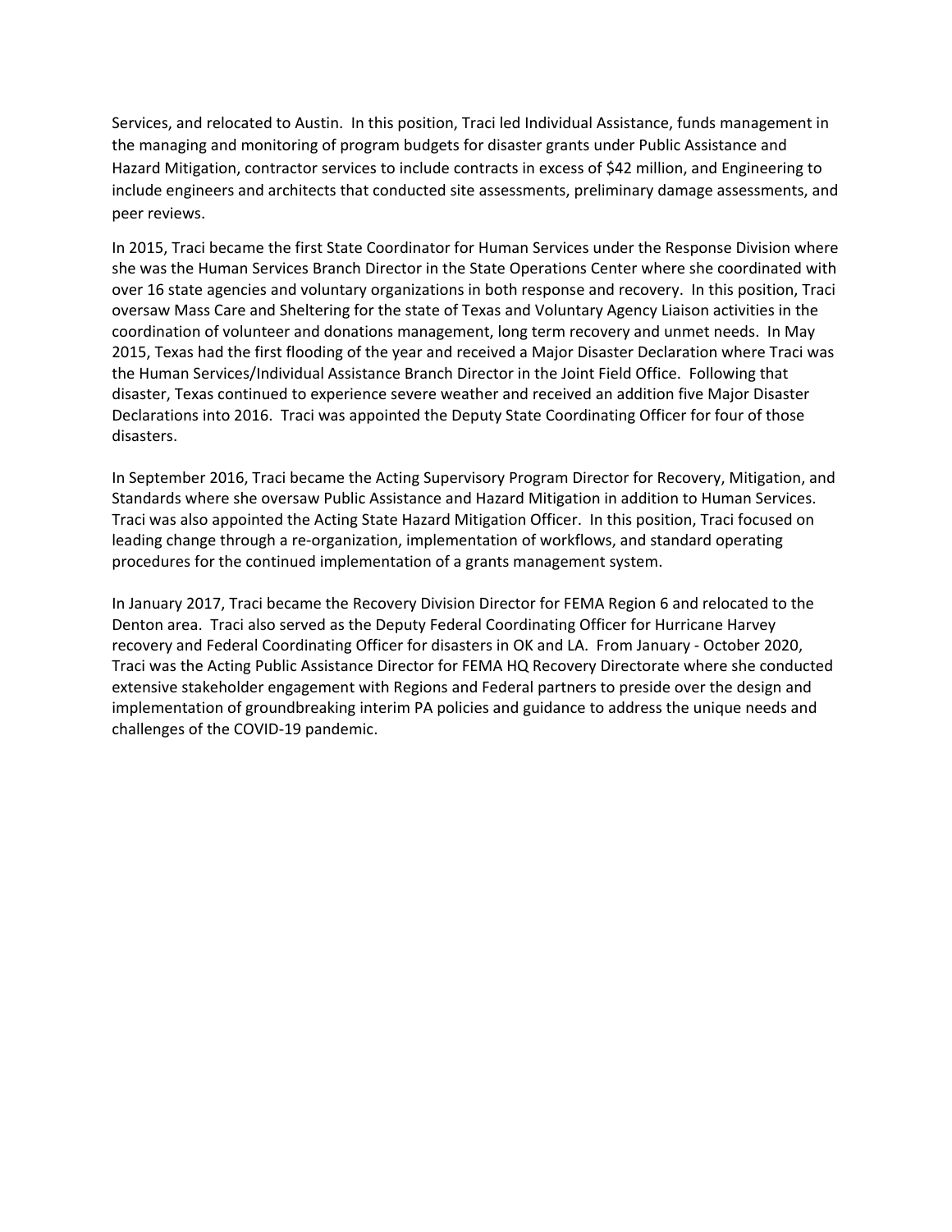Services, and relocated to Austin. In this position, Traci led Individual Assistance, funds management in the managing and monitoring of program budgets for disaster grants under Public Assistance and Hazard Mitigation, contractor services to include contracts in excess of $42 million, and Engineering to include engineers and architects that conducted site assessments, preliminary damage assessments, and peer reviews.

In 2015, Traci became the first State Coordinator for Human Services under the Response Division where she was the Human Services Branch Director in the State Operations Center where she coordinated with over 16 state agencies and voluntary organizations in both response and recovery. In this position, Traci oversaw Mass Care and Sheltering for the state of Texas and Voluntary Agency Liaison activities in the coordination of volunteer and donations management, long term recovery and unmet needs. In May 2015, Texas had the first flooding of the year and received a Major Disaster Declaration where Traci was the Human Services/Individual Assistance Branch Director in the Joint Field Office. Following that disaster, Texas continued to experience severe weather and received an addition five Major Disaster Declarations into 2016. Traci was appointed the Deputy State Coordinating Officer for four of those disasters.

In September 2016, Traci became the Acting Supervisory Program Director for Recovery, Mitigation, and Standards where she oversaw Public Assistance and Hazard Mitigation in addition to Human Services. Traci was also appointed the Acting State Hazard Mitigation Officer. In this position, Traci focused on leading change through a re-organization, implementation of workflows, and standard operating procedures for the continued implementation of a grants management system.

In January 2017, Traci became the Recovery Division Director for FEMA Region 6 and relocated to the Denton area. Traci also served as the Deputy Federal Coordinating Officer for Hurricane Harvey recovery and Federal Coordinating Officer for disasters in OK and LA. From January - October 2020, Traci was the Acting Public Assistance Director for FEMA HQ Recovery Directorate where she conducted extensive stakeholder engagement with Regions and Federal partners to preside over the design and implementation of groundbreaking interim PA policies and guidance to address the unique needs and challenges of the COVID-19 pandemic.